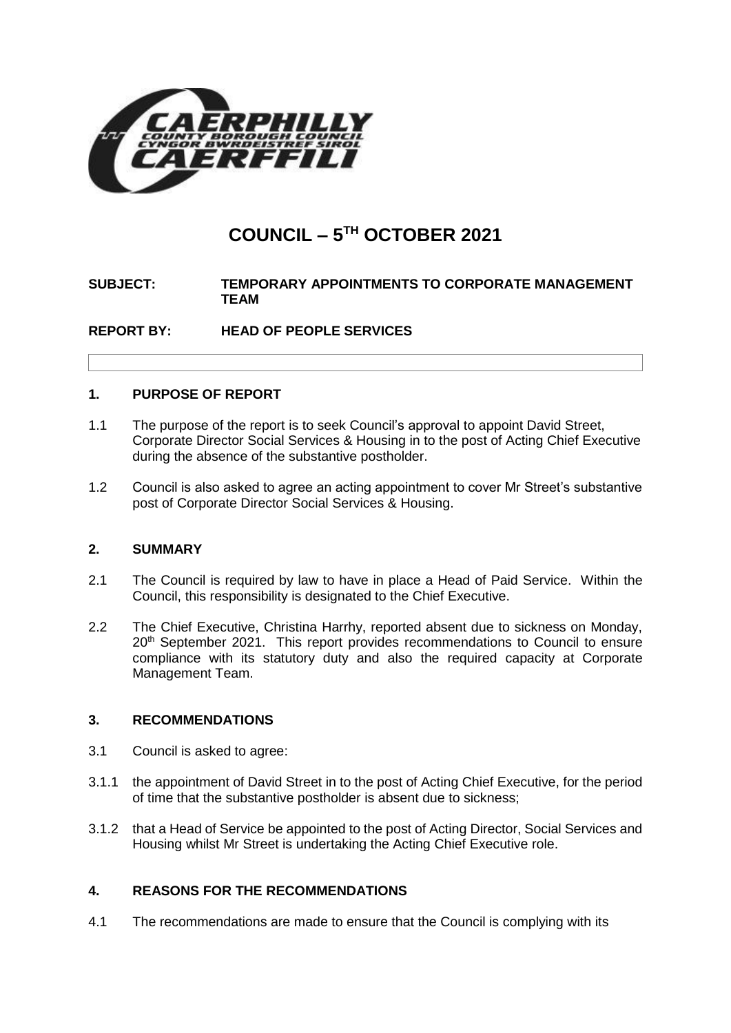# COUNCIL – 5TH OCTOBER 2021

**SUBJECT:** TEMPORARY APPOINTMENTS TO CORPORATE MANAGEMENT TEAM

**REPORT BY:** HEAD OF PEOPLE SERVICES

## 1. PURPOSE OF REPORT

1.1 The purpose of the report is to seek Council's approval to appoint David Street, Corporate Director Social Services & Housing in to the post of Acting Chief Executive during the absence of the substantive postholder.

1.2 Council is also asked to agree an acting appointment to cover Mr Street's substantive post of Corporate Director Social Services & Housing.

## 2. SUMMARY

2.1 The Council is required by law to have in place a Head of Paid Service. Within the Council, this responsibility is designated to the Chief Executive.

2.2 The Chief Executive, Christina Harrhy, reported absent due to sickness on Monday, 20th September 2021. This report provides recommendations to Council to ensure compliance with its statutory duty and also the required capacity at Corporate Management Team.

## 3. RECOMMENDATIONS

3.1 Council is asked to agree:

3.1.1 the appointment of David Street in to the post of Acting Chief Executive, for the period of time that the substantive postholder is absent due to sickness;

3.1.2 that a Head of Service be appointed to the post of Acting Director, Social Services and Housing whilst Mr Street is undertaking the Acting Chief Executive role.

## 4. REASONS FOR THE RECOMMENDATIONS

4.1 The recommendations are made to ensure that the Council is complying with its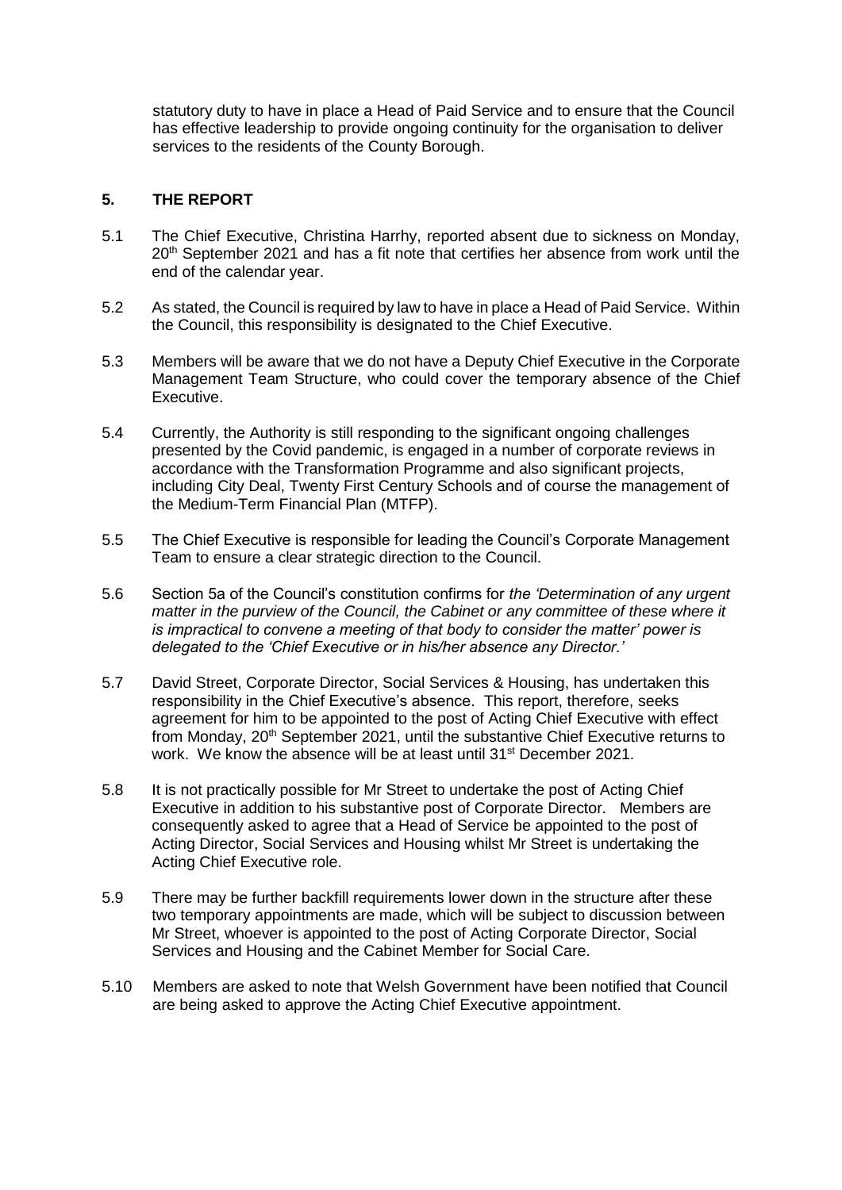statutory duty to have in place a Head of Paid Service and to ensure that the Council has effective leadership to provide ongoing continuity for the organisation to deliver services to the residents of the County Borough.

## 5. THE REPORT

5.1 The Chief Executive, Christina Harrhy, reported absent due to sickness on Monday, 20th September 2021 and has a fit note that certifies her absence from work until the end of the calendar year.

5.2 As stated, the Council is required by law to have in place a Head of Paid Service. Within the Council, this responsibility is designated to the Chief Executive.

5.3 Members will be aware that we do not have a Deputy Chief Executive in the Corporate Management Team Structure, who could cover the temporary absence of the Chief Executive.

5.4 Currently, the Authority is still responding to the significant ongoing challenges presented by the Covid pandemic, is engaged in a number of corporate reviews in accordance with the Transformation Programme and also significant projects, including City Deal, Twenty First Century Schools and of course the management of the Medium-Term Financial Plan (MTFP).

5.5 The Chief Executive is responsible for leading the Council's Corporate Management Team to ensure a clear strategic direction to the Council.

5.6 Section 5a of the Council's constitution confirms for *the 'Determination of any urgent matter in the purview of the Council, the Cabinet or any committee of these where it is impractical to convene a meeting of that body to consider the matter' power is delegated to the 'Chief Executive or in his/her absence any Director.'*

5.7 David Street, Corporate Director, Social Services & Housing, has undertaken this responsibility in the Chief Executive's absence. This report, therefore, seeks agreement for him to be appointed to the post of Acting Chief Executive with effect from Monday, 20th September 2021, until the substantive Chief Executive returns to work. We know the absence will be at least until 31st December 2021.

5.8 It is not practically possible for Mr Street to undertake the post of Acting Chief Executive in addition to his substantive post of Corporate Director. Members are consequently asked to agree that a Head of Service be appointed to the post of Acting Director, Social Services and Housing whilst Mr Street is undertaking the Acting Chief Executive role.

5.9 There may be further backfill requirements lower down in the structure after these two temporary appointments are made, which will be subject to discussion between Mr Street, whoever is appointed to the post of Acting Corporate Director, Social Services and Housing and the Cabinet Member for Social Care.

5.10 Members are asked to note that Welsh Government have been notified that Council are being asked to approve the Acting Chief Executive appointment.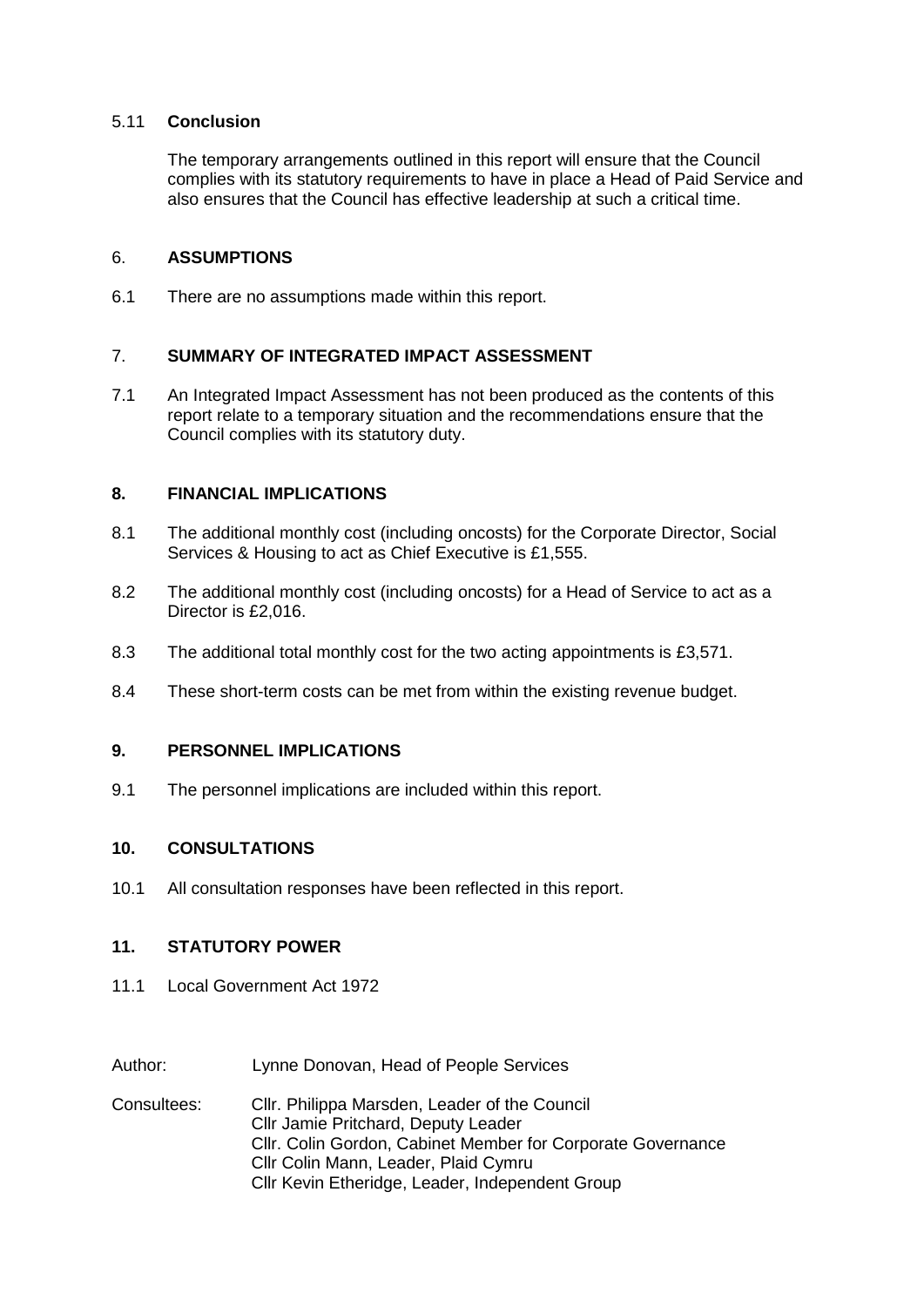### 5.11 **Conclusion**

The temporary arrangements outlined in this report will ensure that the Council complies with its statutory requirements to have in place a Head of Paid Service and also ensures that the Council has effective leadership at such a critical time.

## 6. **ASSUMPTIONS**

6.1 There are no assumptions made within this report.

## 7. **SUMMARY OF INTEGRATED IMPACT ASSESSMENT**

7.1 An Integrated Impact Assessment has not been produced as the contents of this report relate to a temporary situation and the recommendations ensure that the Council complies with its statutory duty.

## 8. **FINANCIAL IMPLICATIONS**

8.1 The additional monthly cost (including oncosts) for the Corporate Director, Social Services & Housing to act as Chief Executive is £1,555.

8.2 The additional monthly cost (including oncosts) for a Head of Service to act as a Director is £2,016.

8.3 The additional total monthly cost for the two acting appointments is £3,571.

8.4 These short-term costs can be met from within the existing revenue budget.

## 9. **PERSONNEL IMPLICATIONS**

9.1 The personnel implications are included within this report.

## 10. **CONSULTATIONS**

10.1 All consultation responses have been reflected in this report.

## 11. **STATUTORY POWER**

11.1 Local Government Act 1972

Author: Lynne Donovan, Head of People Services

Consultees: Cllr. Philippa Marsden, Leader of the Council
Cllr Jamie Pritchard, Deputy Leader
Cllr. Colin Gordon, Cabinet Member for Corporate Governance
Cllr Colin Mann, Leader, Plaid Cymru
Cllr Kevin Etheridge, Leader, Independent Group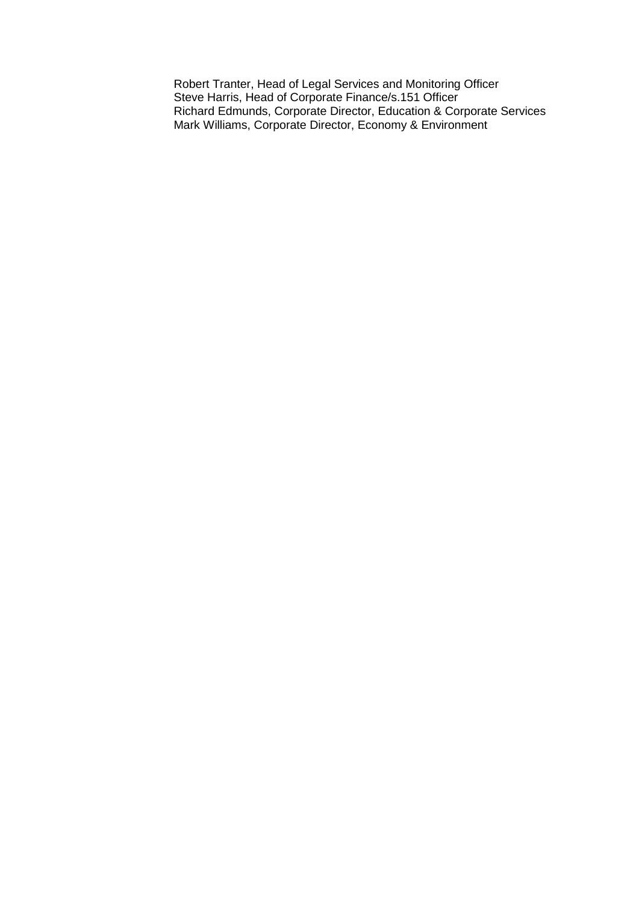Robert Tranter, Head of Legal Services and Monitoring Officer
Steve Harris, Head of Corporate Finance/s.151 Officer
Richard Edmunds, Corporate Director, Education & Corporate Services
Mark Williams, Corporate Director, Economy & Environment